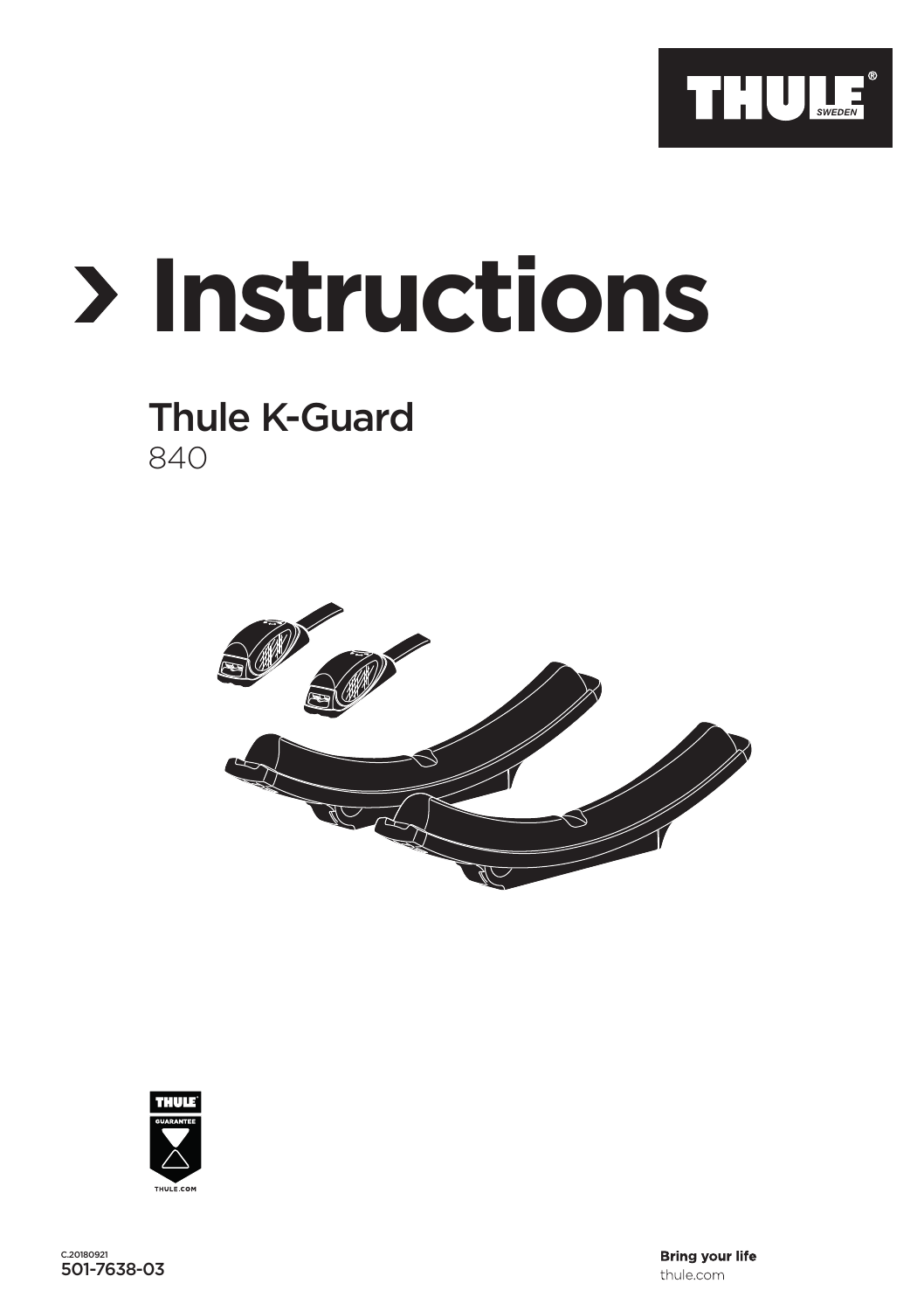# Instructions

## Thule K-Guard

840

C.20180921

501-7638-03

**Bring your life**

thule.com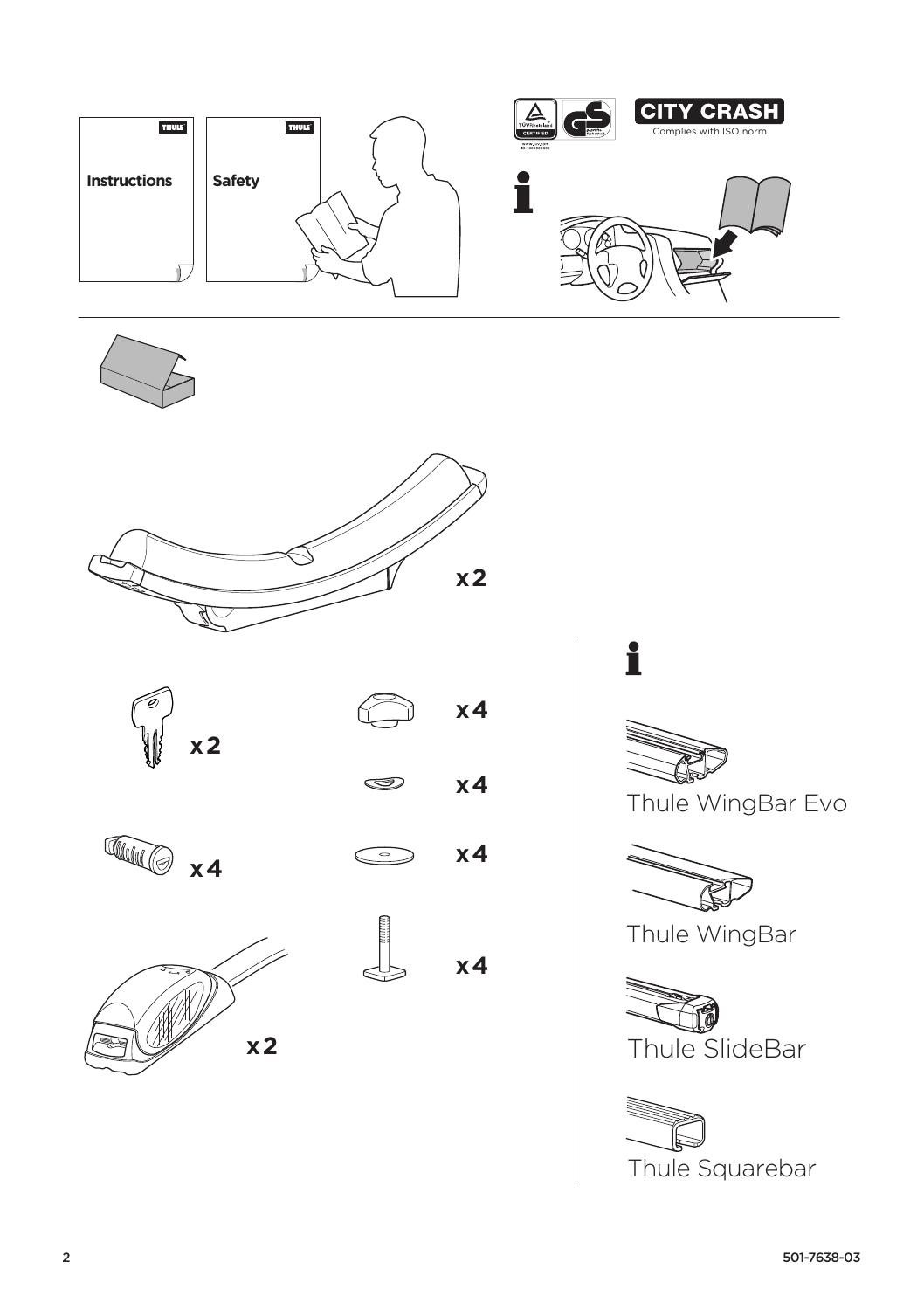Instructions

Safety

CITY CRASH

Complies with ISO norm

x2

x2

x4

x4

x4

x4

x4

x2

Thule WingBar Evo

Thule WingBar

Thule SlideBar

Thule Squarebar

501-7638-03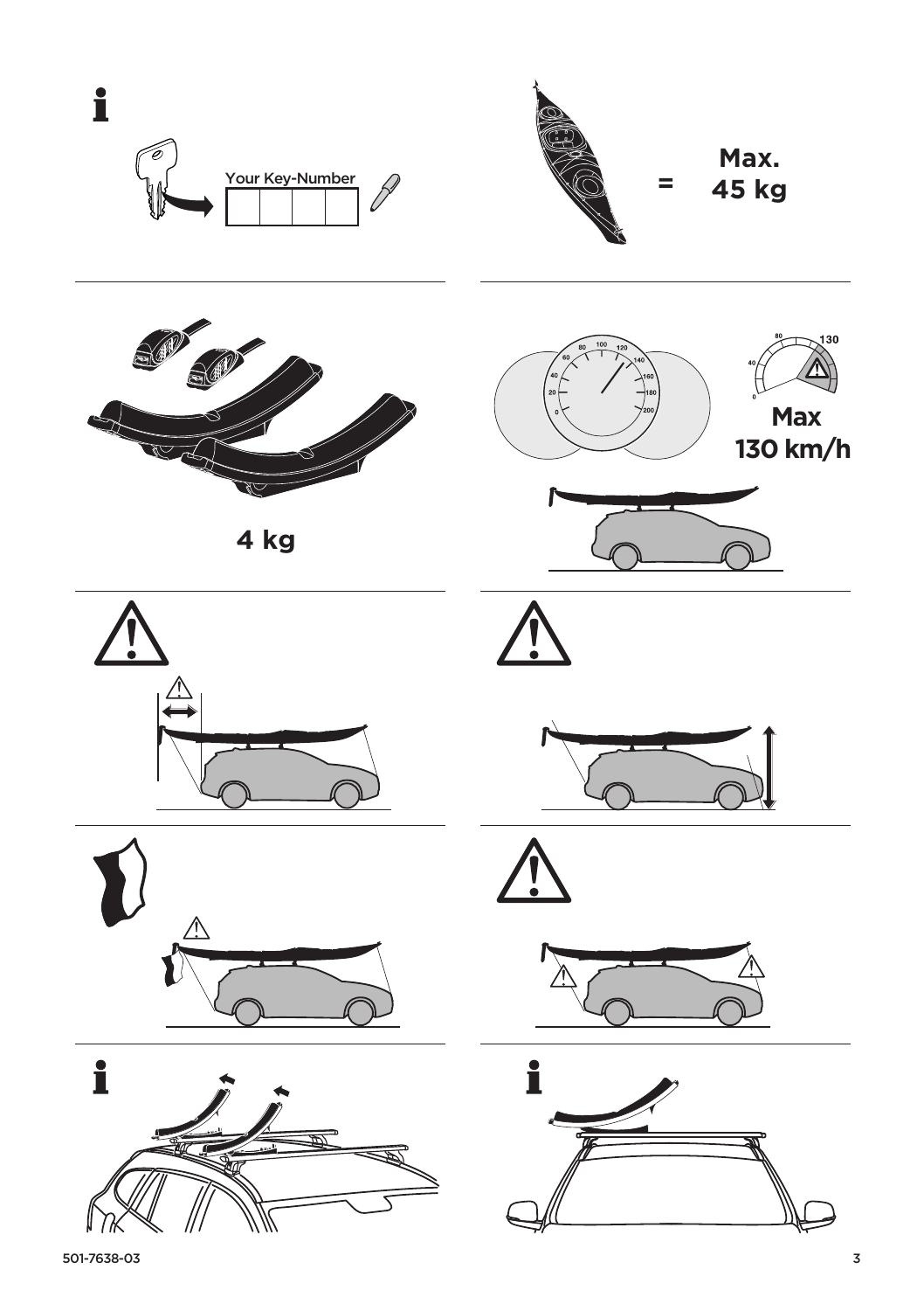Your Key-Number

= Max. 45 kg

4 kg

Max 130 km/h

501-7638-03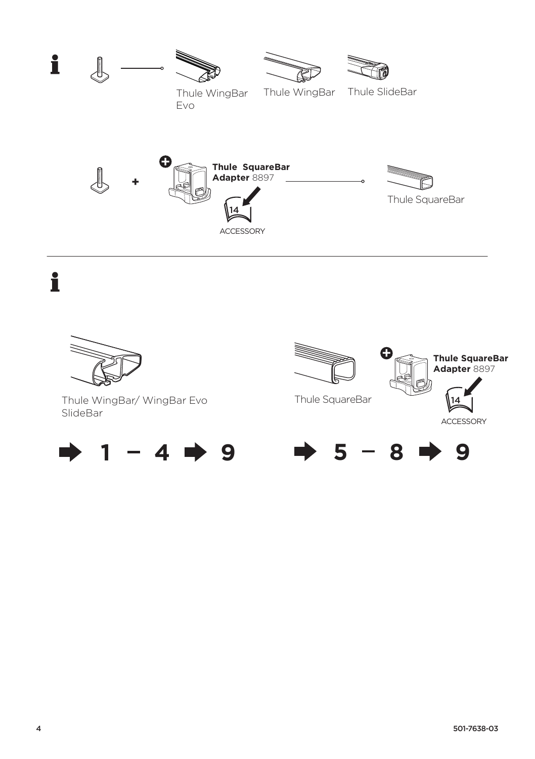Thule WingBar Evo

Thule WingBar

Thule SlideBar

+

**Thule SquareBar Adapter** 8897

14

ACCESSORY

Thule SquareBar

Thule WingBar/ WingBar Evo SlideBar

**1 – 4 → 9**

Thule SquareBar

**Thule SquareBar Adapter** 8897

14

ACCESSORY

**5 – 8 → 9**

501-7638-03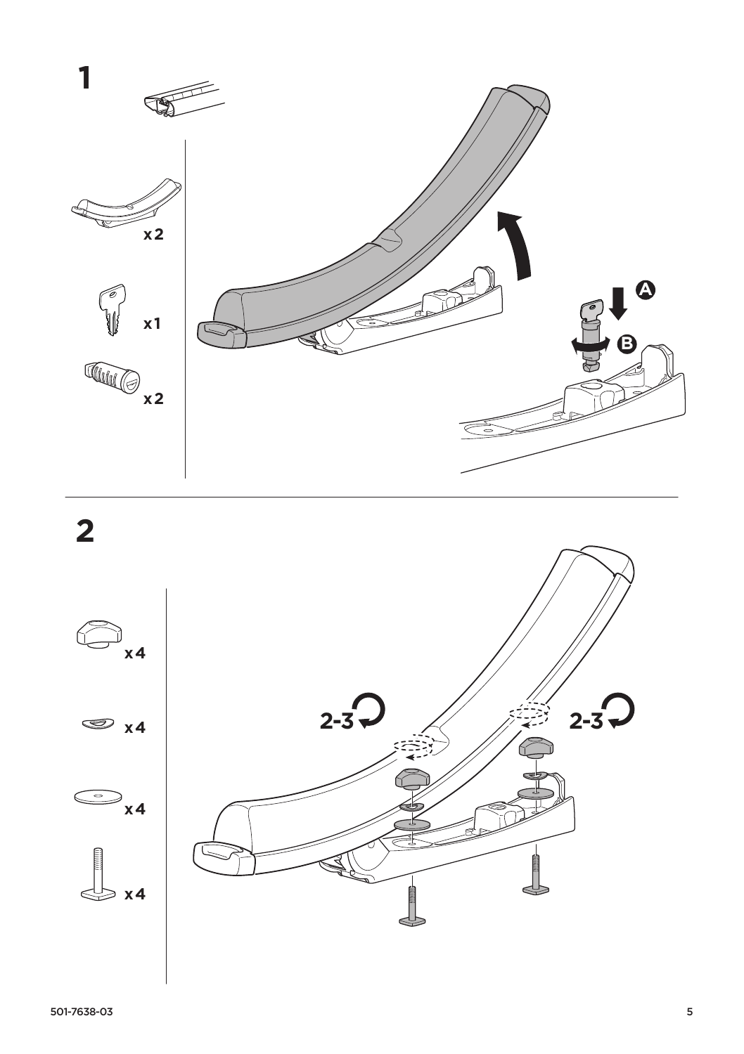# 1

x2

x1

x2

A

B

# 2

x4

x4

x4

x4

2-3

2-3

501-7638-03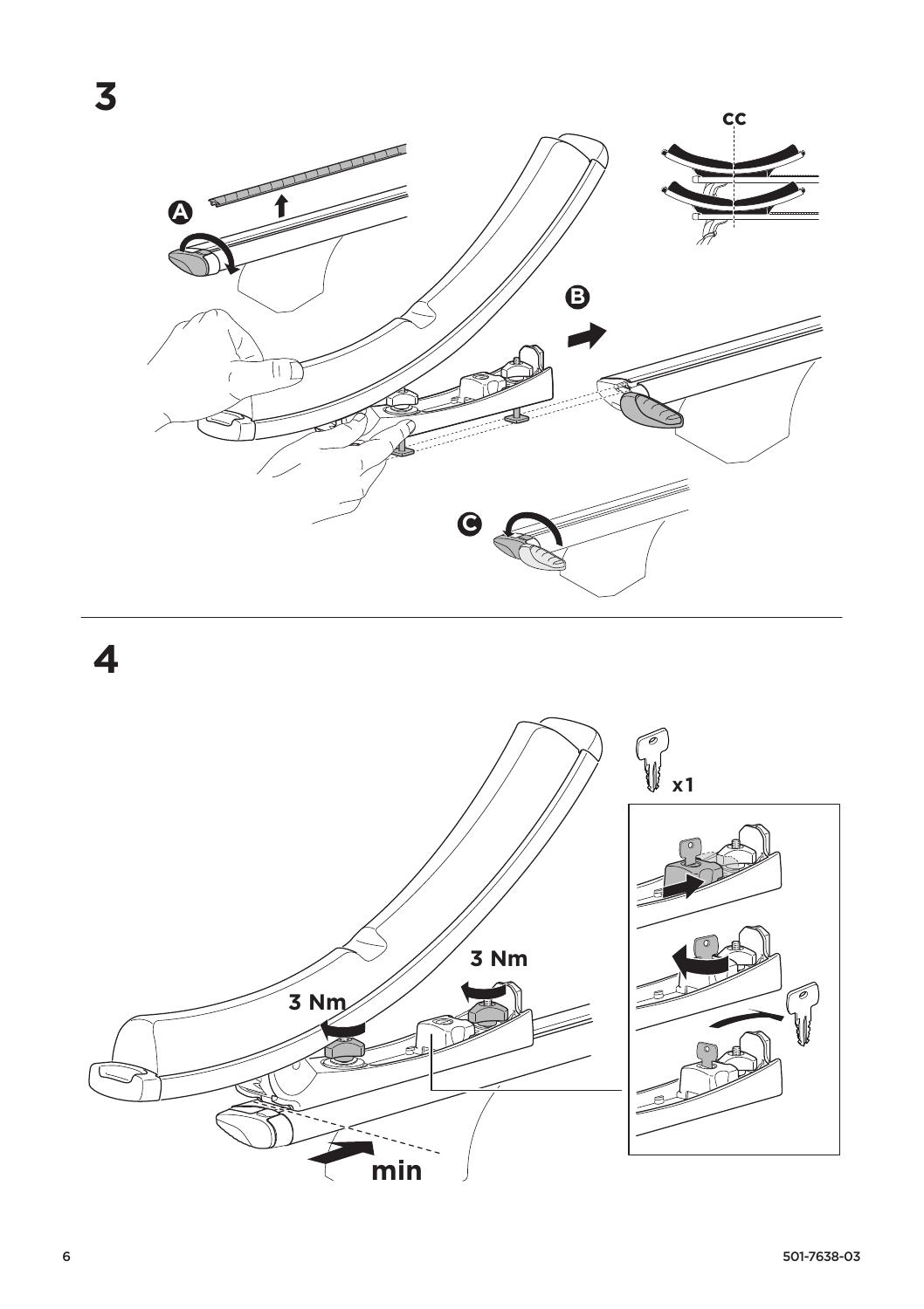# 3

A

B

C

CC

# 4

x1

3 Nm

3 Nm

min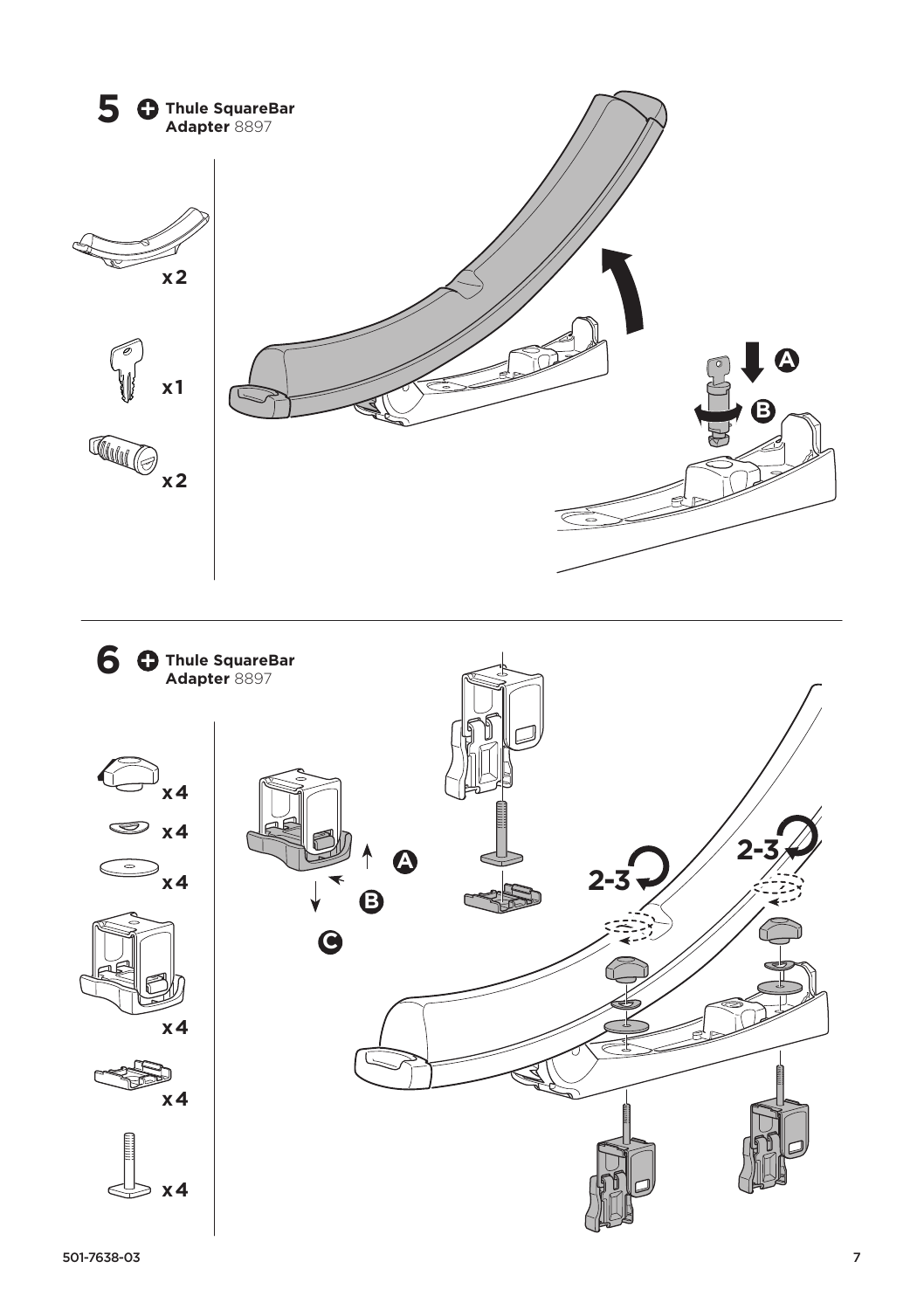## 5 Thule SquareBar Adapter 8897

x2

x1

x2

A

B

## 6 Thule SquareBar Adapter 8897

x4

x4

x4

x4

x4

x4

A

B

C

2-3

2-3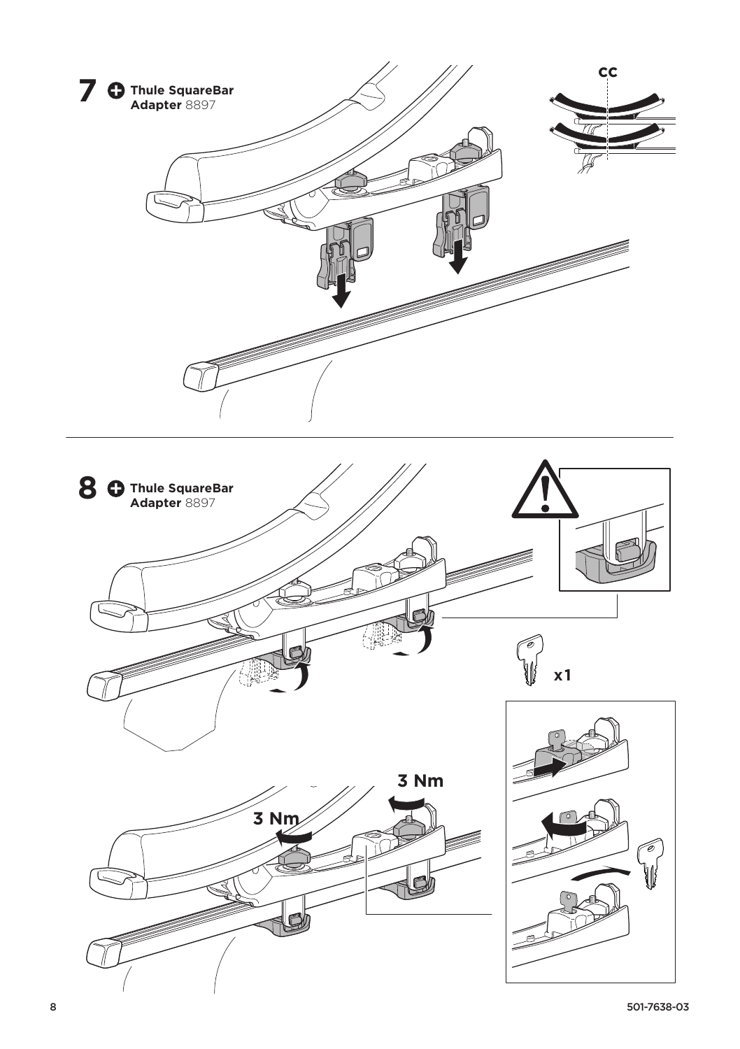**7** ⊕ **Thule SquareBar Adapter** 8897

CC

**8** ⊕ **Thule SquareBar Adapter** 8897

x1

3 Nm

3 Nm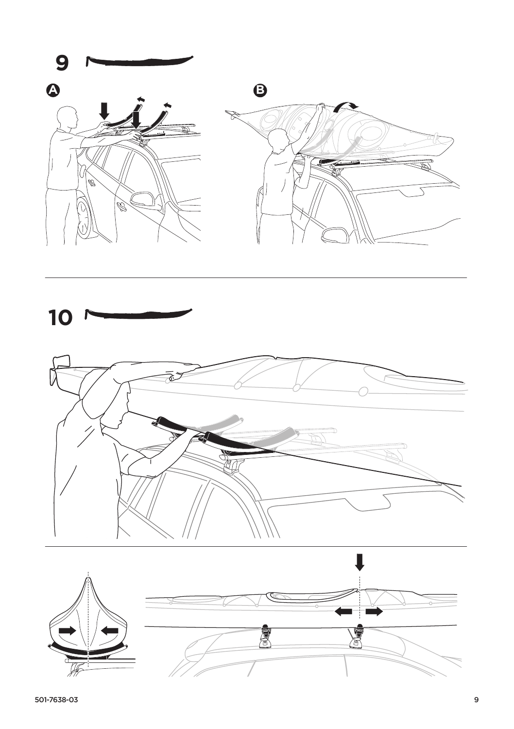9

A

B

10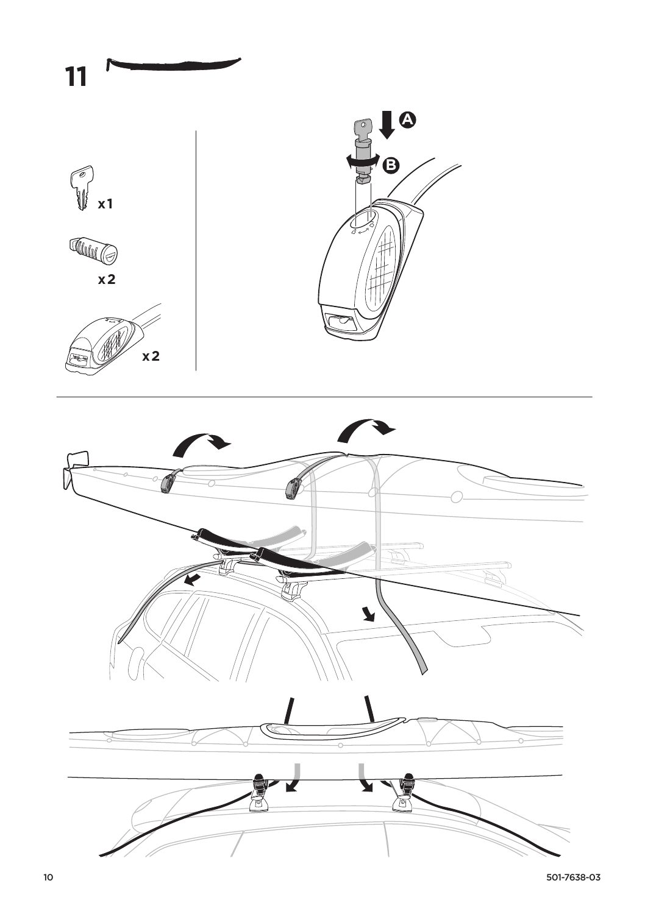# 11

x1

x2

x2

A

B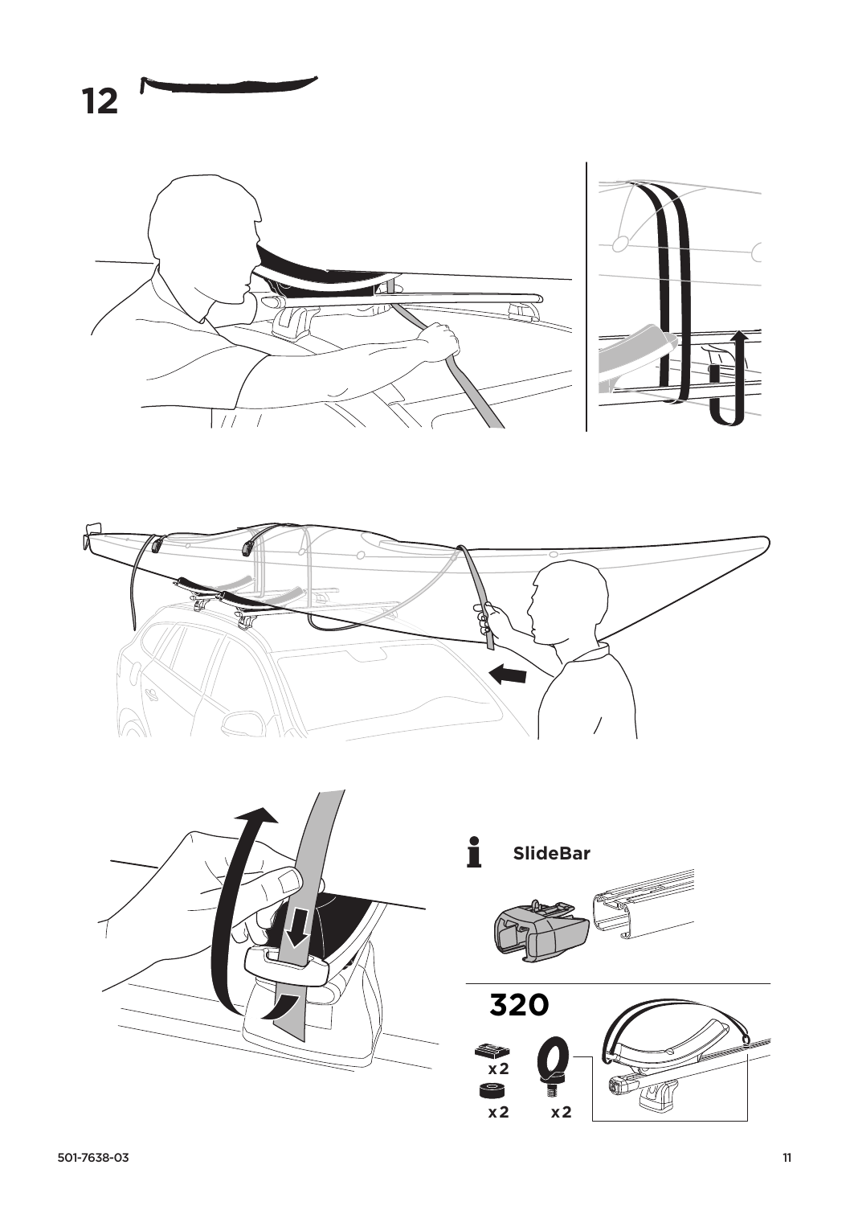# 12

**SlideBar**

**320**

x2

x2

x2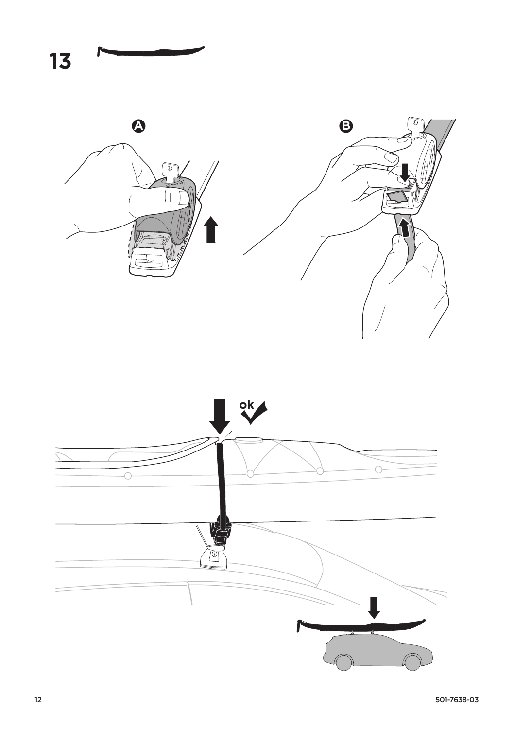# 13

A

B

ok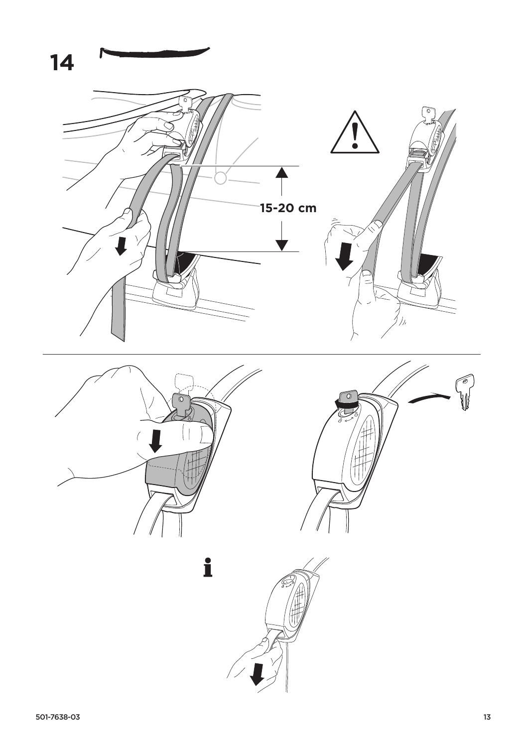14

15-20 cm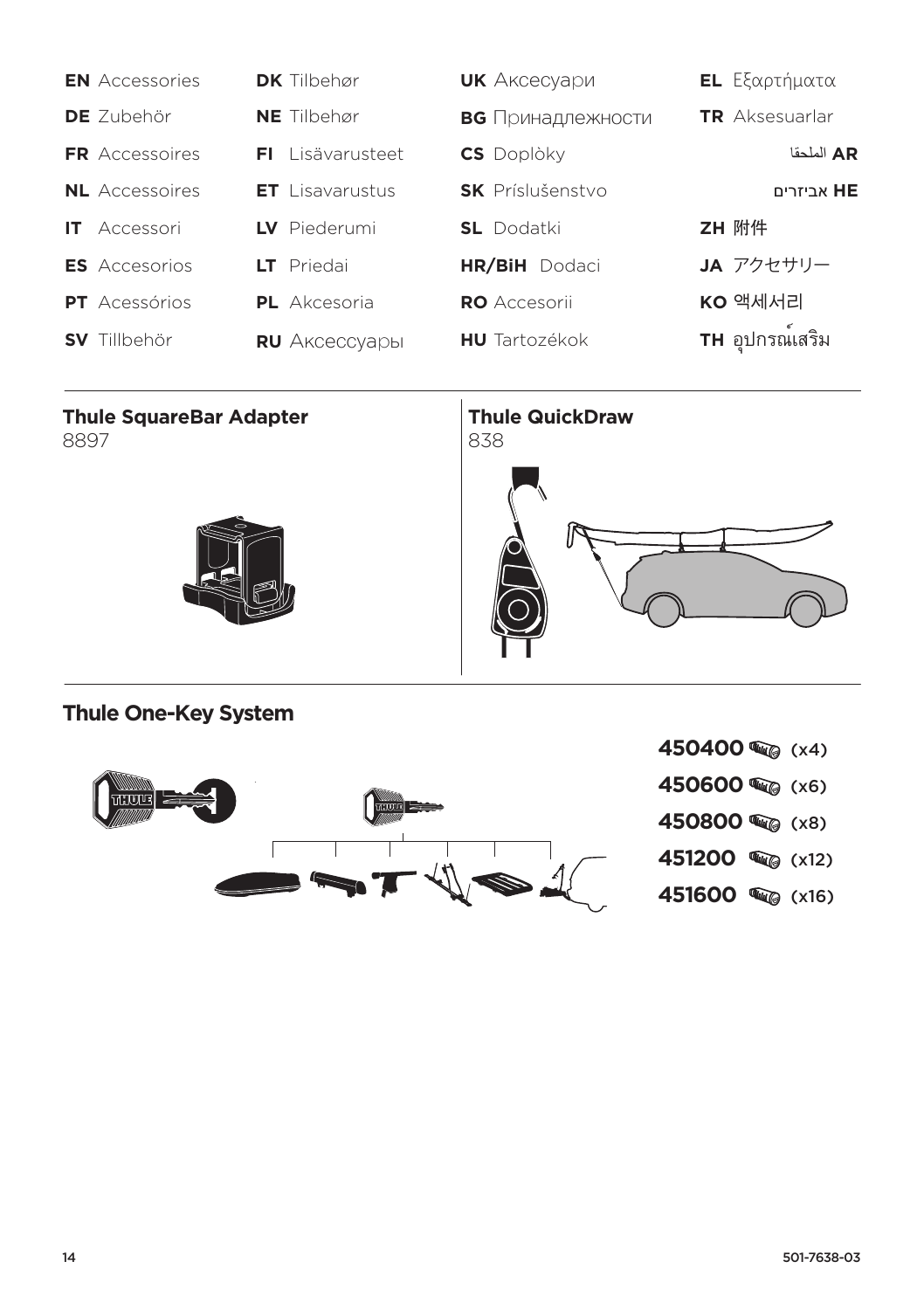**EN** Accessories
**DE** Zubehör
**FR** Accessoires
**NL** Accessoires
**IT** Accessori
**ES** Accesorios
**PT** Acessórios
**SV** Tillbehör
**DK** Tilbehør
**NE** Tilbehør
**FI** Lisävarusteet
**ET** Lisavarustus
**LV** Piederumi
**LT** Priedai
**PL** Akcesoria
**RU** Аксессуары
**UK** Аксесуари
**BG** Принадлежности
**CS** Doplòky
**SK** Príslušenstvo
**SL** Dodatki
**HR/BiH** Dodaci
**RO** Accesorii
**HU** Tartozékok
**EL** Εξαρτήματα
**TR** Aksesuarlar
**AR** الملحقا
**HE** אביזרים
**ZH** 附件
**JA** アクセサリー
**KO** 액세서리
**TH** อุปกรณ์เสริม

## Thule SquareBar Adapter

8897

## Thule QuickDraw

838

## Thule One-Key System

**450400** (x4)
**450600** (x6)
**450800** (x8)
**451200** (x12)
**451600** (x16)

501-7638-03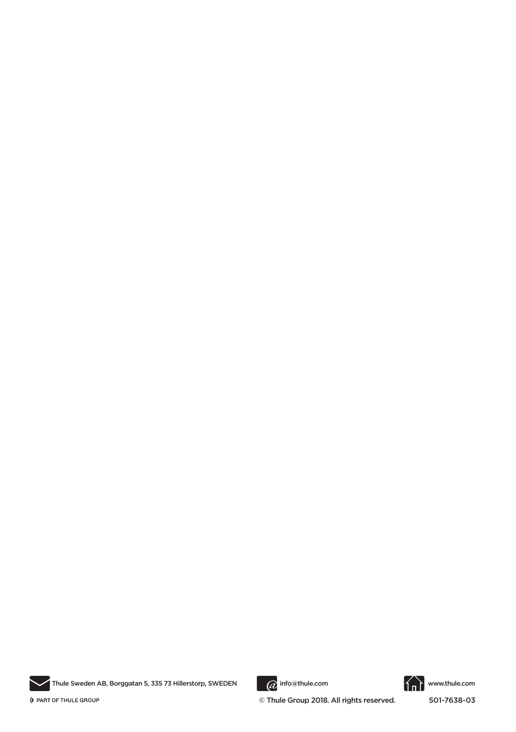Thule Sweden AB, Borggatan 5, 335 73 Hillerstorp, SWEDEN

info@thule.com

www.thule.com

PART OF THULE GROUP

© Thule Group 2018. All rights reserved.

501-7638-03